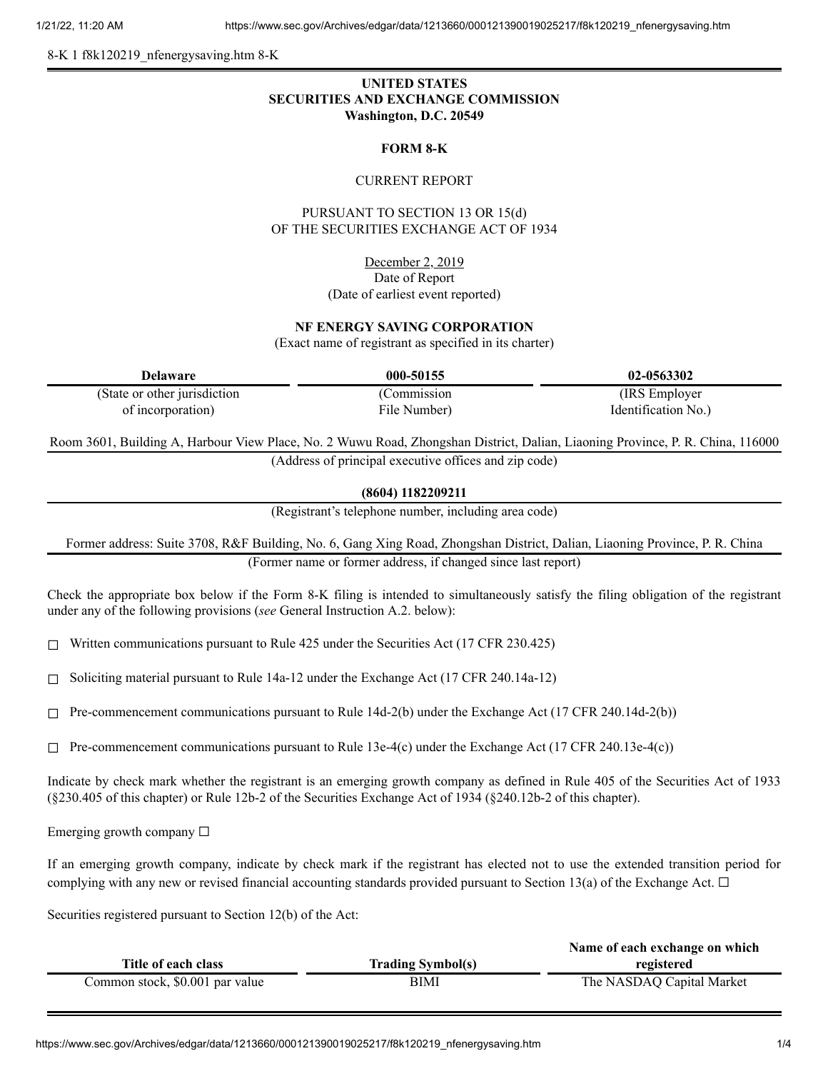8-K 1 f8k120219_nfenergysaving.htm 8-K

# UNITED STATES
# SECURITIES AND EXCHANGE COMMISSION
**Washington, D.C. 20549**

## FORM 8-K

CURRENT REPORT

PURSUANT TO SECTION 13 OR 15(d)
OF THE SECURITIES EXCHANGE ACT OF 1934

December 2, 2019
Date of Report
(Date of earliest event reported)

**NF ENERGY SAVING CORPORATION**
(Exact name of registrant as specified in its charter)

| Delaware | 000-50155 | 02-0563302 |
|---|---|---|
| (State or other jurisdiction of incorporation) | (Commission File Number) | (IRS Employer Identification No.) |

Room 3601, Building A, Harbour View Place, No. 2 Wuwu Road, Zhongshan District, Dalian, Liaoning Province, P. R. China, 116000
(Address of principal executive offices and zip code)

**(8604) 1182209211**
(Registrant's telephone number, including area code)

Former address: Suite 3708, R&F Building, No. 6, Gang Xing Road, Zhongshan District, Dalian, Liaoning Province, P. R. China
(Former name or former address, if changed since last report)

Check the appropriate box below if the Form 8-K filing is intended to simultaneously satisfy the filing obligation of the registrant under any of the following provisions (*see* General Instruction A.2. below):

☐ Written communications pursuant to Rule 425 under the Securities Act (17 CFR 230.425)

☐ Soliciting material pursuant to Rule 14a-12 under the Exchange Act (17 CFR 240.14a-12)

☐ Pre-commencement communications pursuant to Rule 14d-2(b) under the Exchange Act (17 CFR 240.14d-2(b))

☐ Pre-commencement communications pursuant to Rule 13e-4(c) under the Exchange Act (17 CFR 240.13e-4(c))

Indicate by check mark whether the registrant is an emerging growth company as defined in Rule 405 of the Securities Act of 1933 (§230.405 of this chapter) or Rule 12b-2 of the Securities Exchange Act of 1934 (§240.12b-2 of this chapter).

Emerging growth company ☐

If an emerging growth company, indicate by check mark if the registrant has elected not to use the extended transition period for complying with any new or revised financial accounting standards provided pursuant to Section 13(a) of the Exchange Act. ☐

Securities registered pursuant to Section 12(b) of the Act:

| Title of each class | Trading Symbol(s) | Name of each exchange on which registered |
|---|---|---|
| Common stock, $0.001 par value | BIMI | The NASDAQ Capital Market |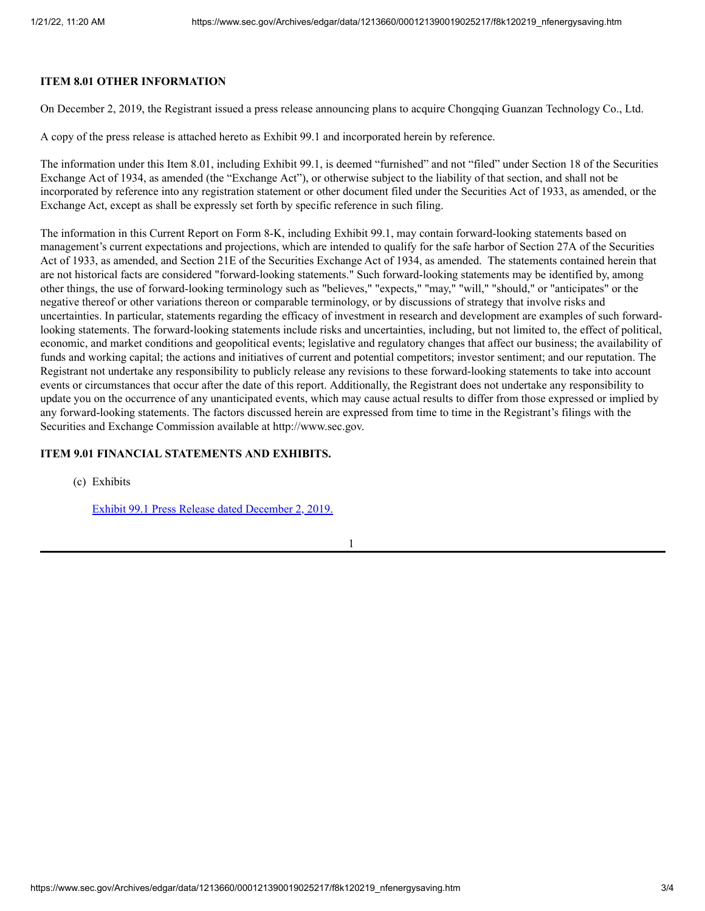**ITEM 8.01 OTHER INFORMATION**

On December 2, 2019, the Registrant issued a press release announcing plans to acquire Chongqing Guanzan Technology Co., Ltd.

A copy of the press release is attached hereto as Exhibit 99.1 and incorporated herein by reference.

The information under this Item 8.01, including Exhibit 99.1, is deemed “furnished” and not “filed” under Section 18 of the Securities Exchange Act of 1934, as amended (the “Exchange Act”), or otherwise subject to the liability of that section, and shall not be incorporated by reference into any registration statement or other document filed under the Securities Act of 1933, as amended, or the Exchange Act, except as shall be expressly set forth by specific reference in such filing.

The information in this Current Report on Form 8-K, including Exhibit 99.1, may contain forward-looking statements based on management’s current expectations and projections, which are intended to qualify for the safe harbor of Section 27A of the Securities Act of 1933, as amended, and Section 21E of the Securities Exchange Act of 1934, as amended. The statements contained herein that are not historical facts are considered "forward-looking statements." Such forward-looking statements may be identified by, among other things, the use of forward-looking terminology such as "believes," "expects," "may," "will," "should," or "anticipates" or the negative thereof or other variations thereon or comparable terminology, or by discussions of strategy that involve risks and uncertainties. In particular, statements regarding the efficacy of investment in research and development are examples of such forward-looking statements. The forward-looking statements include risks and uncertainties, including, but not limited to, the effect of political, economic, and market conditions and geopolitical events; legislative and regulatory changes that affect our business; the availability of funds and working capital; the actions and initiatives of current and potential competitors; investor sentiment; and our reputation. The Registrant not undertake any responsibility to publicly release any revisions to these forward-looking statements to take into account events or circumstances that occur after the date of this report. Additionally, the Registrant does not undertake any responsibility to update you on the occurrence of any unanticipated events, which may cause actual results to differ from those expressed or implied by any forward-looking statements. The factors discussed herein are expressed from time to time in the Registrant’s filings with the Securities and Exchange Commission available at http://www.sec.gov.

**ITEM 9.01 FINANCIAL STATEMENTS AND EXHIBITS.**

(c) Exhibits

Exhibit 99.1 Press Release dated December 2, 2019.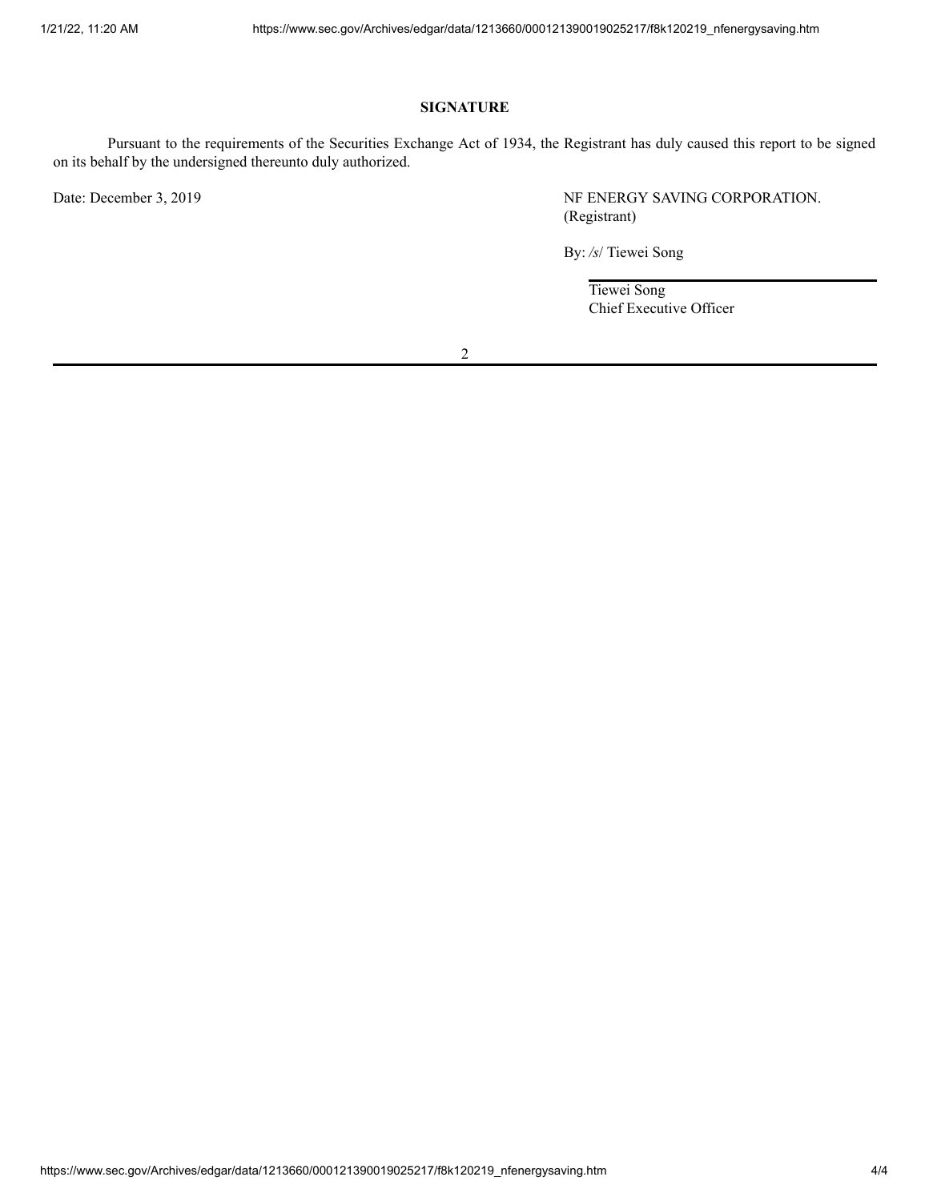**SIGNATURE**

Pursuant to the requirements of the Securities Exchange Act of 1934, the Registrant has duly caused this report to be signed on its behalf by the undersigned thereunto duly authorized.

Date: December 3, 2019

NF ENERGY SAVING CORPORATION.
(Registrant)

By: */s/* Tiewei Song

Tiewei Song
Chief Executive Officer